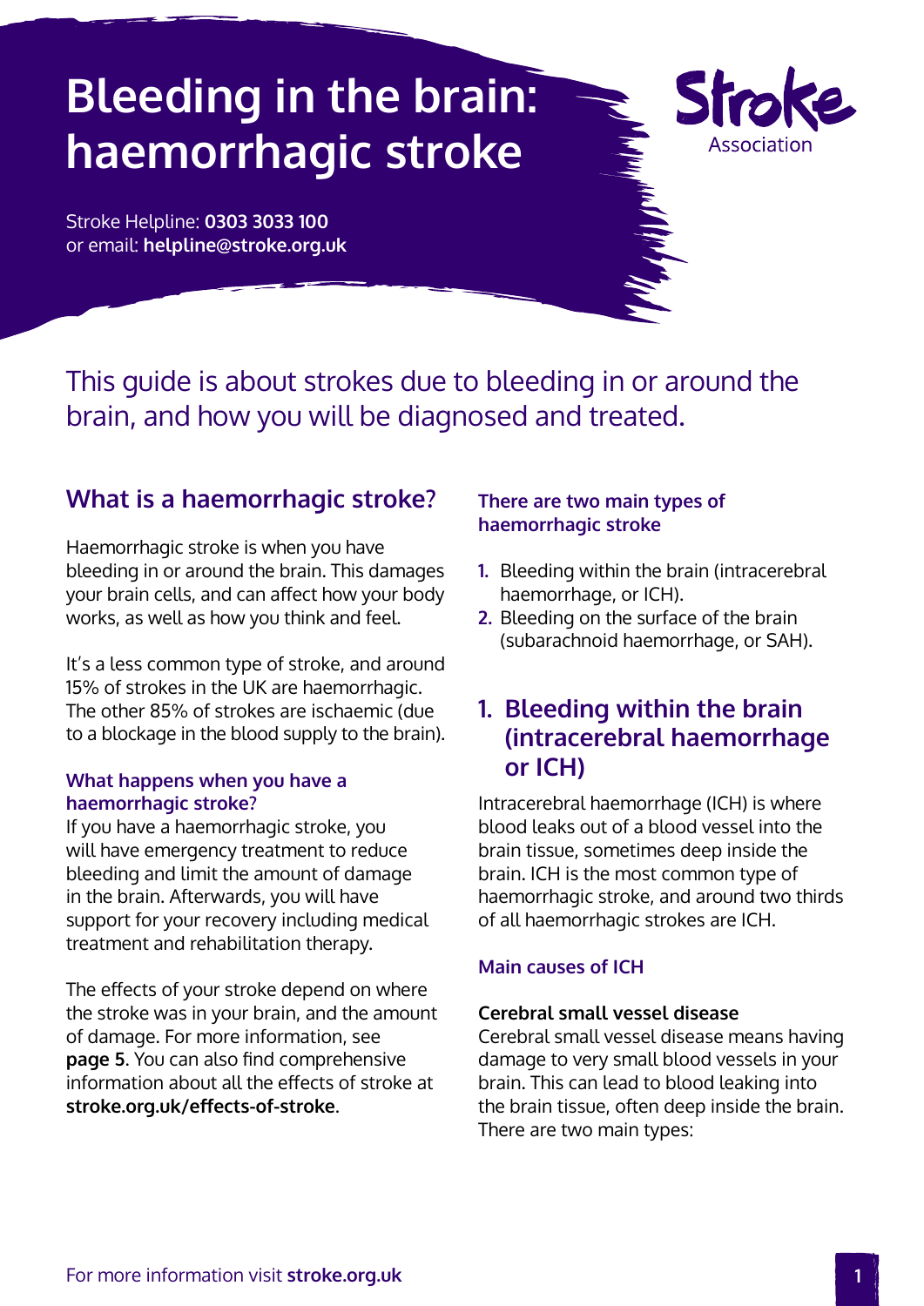# Bleeding in the brain: haemorrhagic stroke

Stroke Helpline: **0303 3033 100**
or email: **helpline@stroke.org.uk**

This guide is about strokes due to bleeding in or around the brain, and how you will be diagnosed and treated.

## What is a haemorrhagic stroke?

Haemorrhagic stroke is when you have bleeding in or around the brain. This damages your brain cells, and can affect how your body works, as well as how you think and feel.

It's a less common type of stroke, and around 15% of strokes in the UK are haemorrhagic. The other 85% of strokes are ischaemic (due to a blockage in the blood supply to the brain).

### What happens when you have a haemorrhagic stroke?

If you have a haemorrhagic stroke, you will have emergency treatment to reduce bleeding and limit the amount of damage in the brain. Afterwards, you will have support for your recovery including medical treatment and rehabilitation therapy.

The effects of your stroke depend on where the stroke was in your brain, and the amount of damage. For more information, see **page 5**. You can also find comprehensive information about all the effects of stroke at **stroke.org.uk/effects-of-stroke**.

### There are two main types of haemorrhagic stroke

1. Bleeding within the brain (intracerebral haemorrhage, or ICH).
2. Bleeding on the surface of the brain (subarachnoid haemorrhage, or SAH).

## 1. Bleeding within the brain (intracerebral haemorrhage or ICH)

Intracerebral haemorrhage (ICH) is where blood leaks out of a blood vessel into the brain tissue, sometimes deep inside the brain. ICH is the most common type of haemorrhagic stroke, and around two thirds of all haemorrhagic strokes are ICH.

### Main causes of ICH

**Cerebral small vessel disease**
Cerebral small vessel disease means having damage to very small blood vessels in your brain. This can lead to blood leaking into the brain tissue, often deep inside the brain. There are two main types:

For more information visit **stroke.org.uk**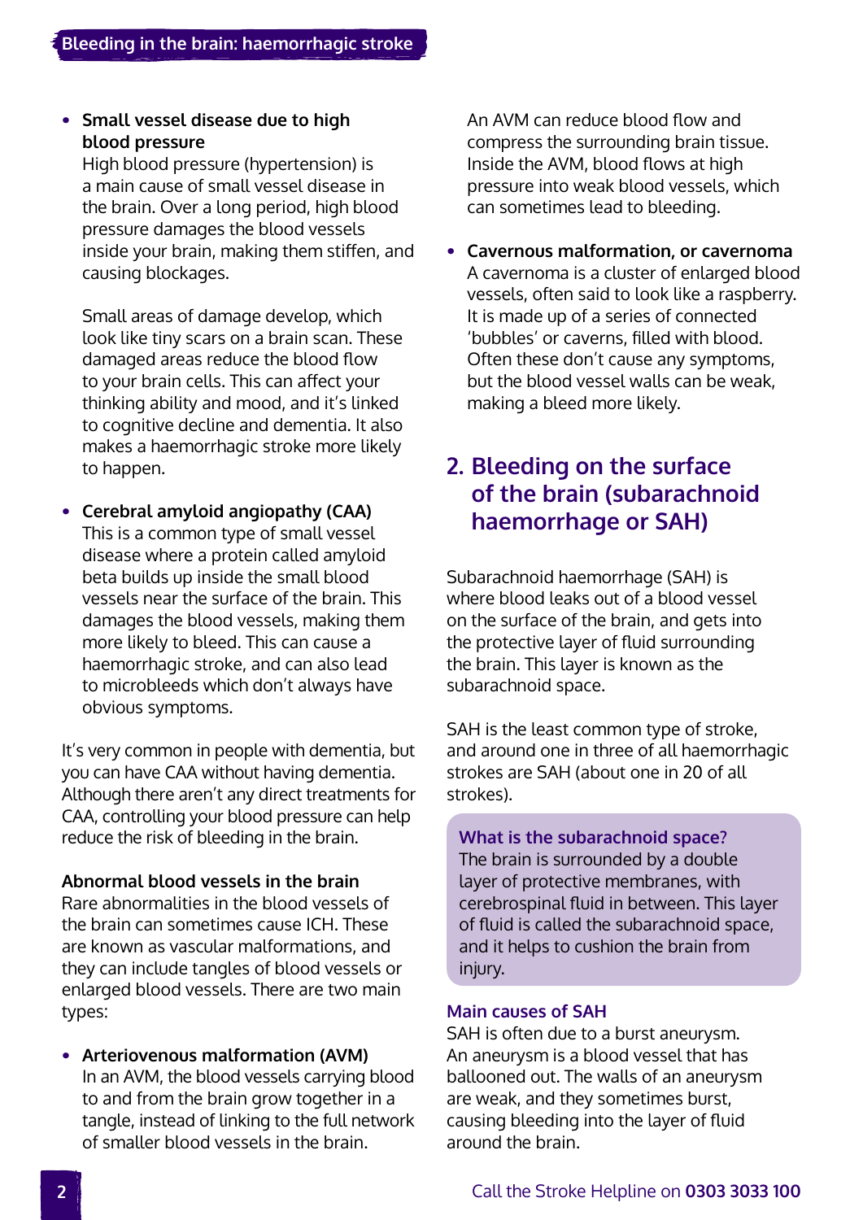- **Small vessel disease due to high blood pressure**
  High blood pressure (hypertension) is a main cause of small vessel disease in the brain. Over a long period, high blood pressure damages the blood vessels inside your brain, making them stiffen, and causing blockages.

  Small areas of damage develop, which look like tiny scars on a brain scan. These damaged areas reduce the blood flow to your brain cells. This can affect your thinking ability and mood, and it's linked to cognitive decline and dementia. It also makes a haemorrhagic stroke more likely to happen.

- **Cerebral amyloid angiopathy (CAA)**
  This is a common type of small vessel disease where a protein called amyloid beta builds up inside the small blood vessels near the surface of the brain. This damages the blood vessels, making them more likely to bleed. This can cause a haemorrhagic stroke, and can also lead to microbleeds which don't always have obvious symptoms.

It's very common in people with dementia, but you can have CAA without having dementia. Although there aren't any direct treatments for CAA, controlling your blood pressure can help reduce the risk of bleeding in the brain.

**Abnormal blood vessels in the brain**
Rare abnormalities in the blood vessels of the brain can sometimes cause ICH. These are known as vascular malformations, and they can include tangles of blood vessels or enlarged blood vessels. There are two main types:

- **Arteriovenous malformation (AVM)**
  In an AVM, the blood vessels carrying blood to and from the brain grow together in a tangle, instead of linking to the full network of smaller blood vessels in the brain.

  An AVM can reduce blood flow and compress the surrounding brain tissue. Inside the AVM, blood flows at high pressure into weak blood vessels, which can sometimes lead to bleeding.

- **Cavernous malformation, or cavernoma**
  A cavernoma is a cluster of enlarged blood vessels, often said to look like a raspberry. It is made up of a series of connected 'bubbles' or caverns, filled with blood. Often these don't cause any symptoms, but the blood vessel walls can be weak, making a bleed more likely.

## 2. Bleeding on the surface of the brain (subarachnoid haemorrhage or SAH)

Subarachnoid haemorrhage (SAH) is where blood leaks out of a blood vessel on the surface of the brain, and gets into the protective layer of fluid surrounding the brain. This layer is known as the subarachnoid space.

SAH is the least common type of stroke, and around one in three of all haemorrhagic strokes are SAH (about one in 20 of all strokes).

### What is the subarachnoid space?

The brain is surrounded by a double layer of protective membranes, with cerebrospinal fluid in between. This layer of fluid is called the subarachnoid space, and it helps to cushion the brain from injury.

### Main causes of SAH

SAH is often due to a burst aneurysm. An aneurysm is a blood vessel that has ballooned out. The walls of an aneurysm are weak, and they sometimes burst, causing bleeding into the layer of fluid around the brain.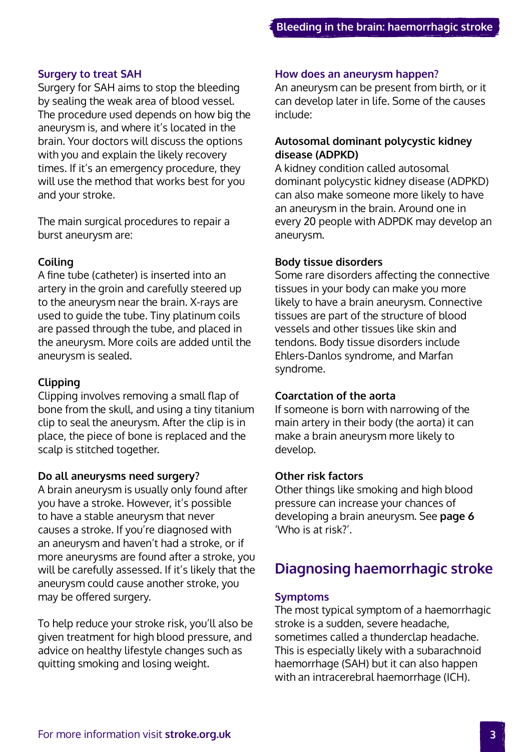### Surgery to treat SAH

Surgery for SAH aims to stop the bleeding by sealing the weak area of blood vessel. The procedure used depends on how big the aneurysm is, and where it's located in the brain. Your doctors will discuss the options with you and explain the likely recovery times. If it's an emergency procedure, they will use the method that works best for you and your stroke.

The main surgical procedures to repair a burst aneurysm are:

**Coiling**

A fine tube (catheter) is inserted into an artery in the groin and carefully steered up to the aneurysm near the brain. X-rays are used to guide the tube. Tiny platinum coils are passed through the tube, and placed in the aneurysm. More coils are added until the aneurysm is sealed.

**Clipping**

Clipping involves removing a small flap of bone from the skull, and using a tiny titanium clip to seal the aneurysm. After the clip is in place, the piece of bone is replaced and the scalp is stitched together.

**Do all aneurysms need surgery?**

A brain aneurysm is usually only found after you have a stroke. However, it's possible to have a stable aneurysm that never causes a stroke. If you're diagnosed with an aneurysm and haven't had a stroke, or if more aneurysms are found after a stroke, you will be carefully assessed. If it's likely that the aneurysm could cause another stroke, you may be offered surgery.

To help reduce your stroke risk, you'll also be given treatment for high blood pressure, and advice on healthy lifestyle changes such as quitting smoking and losing weight.

### How does an aneurysm happen?

An aneurysm can be present from birth, or it can develop later in life. Some of the causes include:

**Autosomal dominant polycystic kidney disease (ADPKD)**

A kidney condition called autosomal dominant polycystic kidney disease (ADPKD) can also make someone more likely to have an aneurysm in the brain. Around one in every 20 people with ADPDK may develop an aneurysm.

**Body tissue disorders**

Some rare disorders affecting the connective tissues in your body can make you more likely to have a brain aneurysm. Connective tissues are part of the structure of blood vessels and other tissues like skin and tendons. Body tissue disorders include Ehlers-Danlos syndrome, and Marfan syndrome.

**Coarctation of the aorta**

If someone is born with narrowing of the main artery in their body (the aorta) it can make a brain aneurysm more likely to develop.

**Other risk factors**

Other things like smoking and high blood pressure can increase your chances of developing a brain aneurysm. See **page 6** 'Who is at risk?'.

## Diagnosing haemorrhagic stroke

### Symptoms

The most typical symptom of a haemorrhagic stroke is a sudden, severe headache, sometimes called a thunderclap headache. This is especially likely with a subarachnoid haemorrhage (SAH) but it can also happen with an intracerebral haemorrhage (ICH).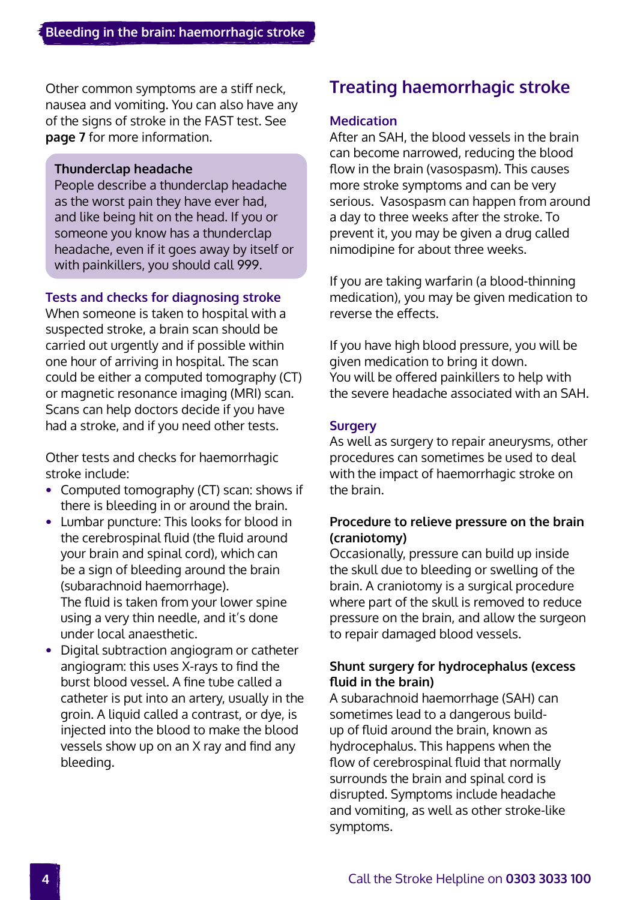Other common symptoms are a stiff neck, nausea and vomiting. You can also have any of the signs of stroke in the FAST test. See **page 7** for more information.

> **Thunderclap headache**
> People describe a thunderclap headache as the worst pain they have ever had, and like being hit on the head. If you or someone you know has a thunderclap headache, even if it goes away by itself or with painkillers, you should call 999.

### Tests and checks for diagnosing stroke

When someone is taken to hospital with a suspected stroke, a brain scan should be carried out urgently and if possible within one hour of arriving in hospital. The scan could be either a computed tomography (CT) or magnetic resonance imaging (MRI) scan. Scans can help doctors decide if you have had a stroke, and if you need other tests.

Other tests and checks for haemorrhagic stroke include:

- Computed tomography (CT) scan: shows if there is bleeding in or around the brain.
- Lumbar puncture: This looks for blood in the cerebrospinal fluid (the fluid around your brain and spinal cord), which can be a sign of bleeding around the brain (subarachnoid haemorrhage).
  The fluid is taken from your lower spine using a very thin needle, and it's done under local anaesthetic.
- Digital subtraction angiogram or catheter angiogram: this uses X-rays to find the burst blood vessel. A fine tube called a catheter is put into an artery, usually in the groin. A liquid called a contrast, or dye, is injected into the blood to make the blood vessels show up on an X ray and find any bleeding.

## Treating haemorrhagic stroke

### Medication

After an SAH, the blood vessels in the brain can become narrowed, reducing the blood flow in the brain (vasospasm). This causes more stroke symptoms and can be very serious. Vasospasm can happen from around a day to three weeks after the stroke. To prevent it, you may be given a drug called nimodipine for about three weeks.

If you are taking warfarin (a blood-thinning medication), you may be given medication to reverse the effects.

If you have high blood pressure, you will be given medication to bring it down.
You will be offered painkillers to help with the severe headache associated with an SAH.

### Surgery

As well as surgery to repair aneurysms, other procedures can sometimes be used to deal with the impact of haemorrhagic stroke on the brain.

#### Procedure to relieve pressure on the brain (craniotomy)

Occasionally, pressure can build up inside the skull due to bleeding or swelling of the brain. A craniotomy is a surgical procedure where part of the skull is removed to reduce pressure on the brain, and allow the surgeon to repair damaged blood vessels.

#### Shunt surgery for hydrocephalus (excess fluid in the brain)

A subarachnoid haemorrhage (SAH) can sometimes lead to a dangerous build-up of fluid around the brain, known as hydrocephalus. This happens when the flow of cerebrospinal fluid that normally surrounds the brain and spinal cord is disrupted. Symptoms include headache and vomiting, as well as other stroke-like symptoms.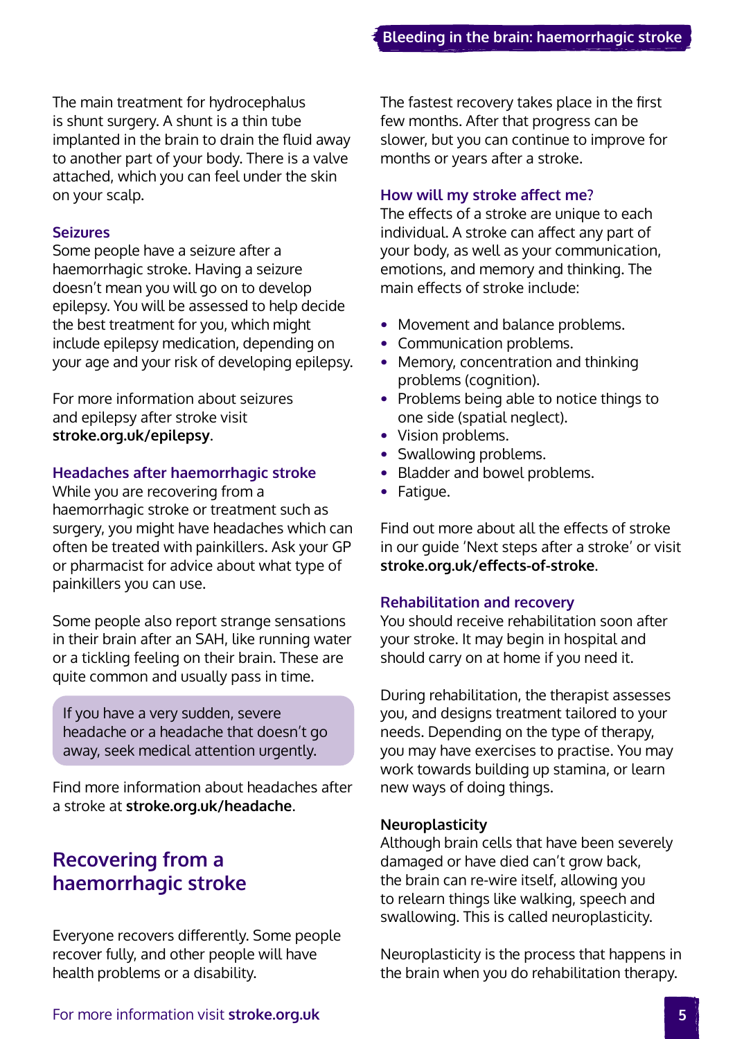The main treatment for hydrocephalus is shunt surgery. A shunt is a thin tube implanted in the brain to drain the fluid away to another part of your body. There is a valve attached, which you can feel under the skin on your scalp.

### Seizures

Some people have a seizure after a haemorrhagic stroke. Having a seizure doesn't mean you will go on to develop epilepsy. You will be assessed to help decide the best treatment for you, which might include epilepsy medication, depending on your age and your risk of developing epilepsy.

For more information about seizures and epilepsy after stroke visit **stroke.org.uk/epilepsy**.

### Headaches after haemorrhagic stroke

While you are recovering from a haemorrhagic stroke or treatment such as surgery, you might have headaches which can often be treated with painkillers. Ask your GP or pharmacist for advice about what type of painkillers you can use.

Some people also report strange sensations in their brain after an SAH, like running water or a tickling feeling on their brain. These are quite common and usually pass in time.

> If you have a very sudden, severe headache or a headache that doesn't go away, seek medical attention urgently.

Find more information about headaches after a stroke at **stroke.org.uk/headache**.

## Recovering from a haemorrhagic stroke

Everyone recovers differently. Some people recover fully, and other people will have health problems or a disability.

The fastest recovery takes place in the first few months. After that progress can be slower, but you can continue to improve for months or years after a stroke.

### How will my stroke affect me?

The effects of a stroke are unique to each individual. A stroke can affect any part of your body, as well as your communication, emotions, and memory and thinking. The main effects of stroke include:

- Movement and balance problems.
- Communication problems.
- Memory, concentration and thinking problems (cognition).
- Problems being able to notice things to one side (spatial neglect).
- Vision problems.
- Swallowing problems.
- Bladder and bowel problems.
- Fatigue.

Find out more about all the effects of stroke in our guide 'Next steps after a stroke' or visit **stroke.org.uk/effects-of-stroke**.

### Rehabilitation and recovery

You should receive rehabilitation soon after your stroke. It may begin in hospital and should carry on at home if you need it.

During rehabilitation, the therapist assesses you, and designs treatment tailored to your needs. Depending on the type of therapy, you may have exercises to practise. You may work towards building up stamina, or learn new ways of doing things.

#### Neuroplasticity

Although brain cells that have been severely damaged or have died can't grow back, the brain can re-wire itself, allowing you to relearn things like walking, speech and swallowing. This is called neuroplasticity.

Neuroplasticity is the process that happens in the brain when you do rehabilitation therapy.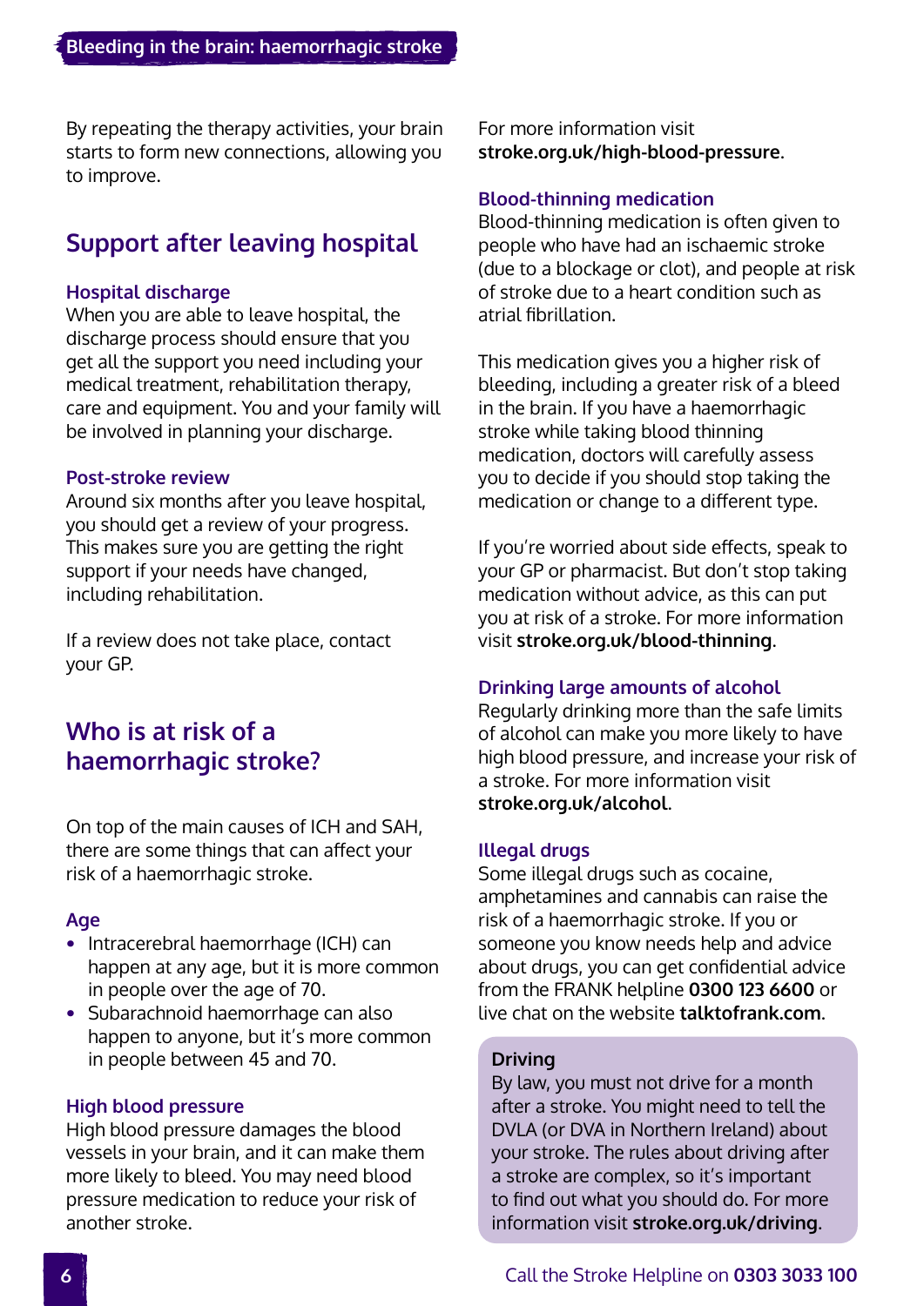By repeating the therapy activities, your brain starts to form new connections, allowing you to improve.

## Support after leaving hospital

### Hospital discharge

When you are able to leave hospital, the discharge process should ensure that you get all the support you need including your medical treatment, rehabilitation therapy, care and equipment. You and your family will be involved in planning your discharge.

### Post-stroke review

Around six months after you leave hospital, you should get a review of your progress. This makes sure you are getting the right support if your needs have changed, including rehabilitation.

If a review does not take place, contact your GP.

## Who is at risk of a haemorrhagic stroke?

On top of the main causes of ICH and SAH, there are some things that can affect your risk of a haemorrhagic stroke.

### Age

- Intracerebral haemorrhage (ICH) can happen at any age, but it is more common in people over the age of 70.
- Subarachnoid haemorrhage can also happen to anyone, but it's more common in people between 45 and 70.

### High blood pressure

High blood pressure damages the blood vessels in your brain, and it can make them more likely to bleed. You may need blood pressure medication to reduce your risk of another stroke.

For more information visit **stroke.org.uk/high-blood-pressure**.

### Blood-thinning medication

Blood-thinning medication is often given to people who have had an ischaemic stroke (due to a blockage or clot), and people at risk of stroke due to a heart condition such as atrial fibrillation.

This medication gives you a higher risk of bleeding, including a greater risk of a bleed in the brain. If you have a haemorrhagic stroke while taking blood thinning medication, doctors will carefully assess you to decide if you should stop taking the medication or change to a different type.

If you're worried about side effects, speak to your GP or pharmacist. But don't stop taking medication without advice, as this can put you at risk of a stroke. For more information visit **stroke.org.uk/blood-thinning**.

### Drinking large amounts of alcohol

Regularly drinking more than the safe limits of alcohol can make you more likely to have high blood pressure, and increase your risk of a stroke. For more information visit **stroke.org.uk/alcohol**.

### Illegal drugs

Some illegal drugs such as cocaine, amphetamines and cannabis can raise the risk of a haemorrhagic stroke. If you or someone you know needs help and advice about drugs, you can get confidential advice from the FRANK helpline **0300 123 6600** or live chat on the website **talktofrank.com**.

**Driving**

By law, you must not drive for a month after a stroke. You might need to tell the DVLA (or DVA in Northern Ireland) about your stroke. The rules about driving after a stroke are complex, so it's important to find out what you should do. For more information visit **stroke.org.uk/driving**.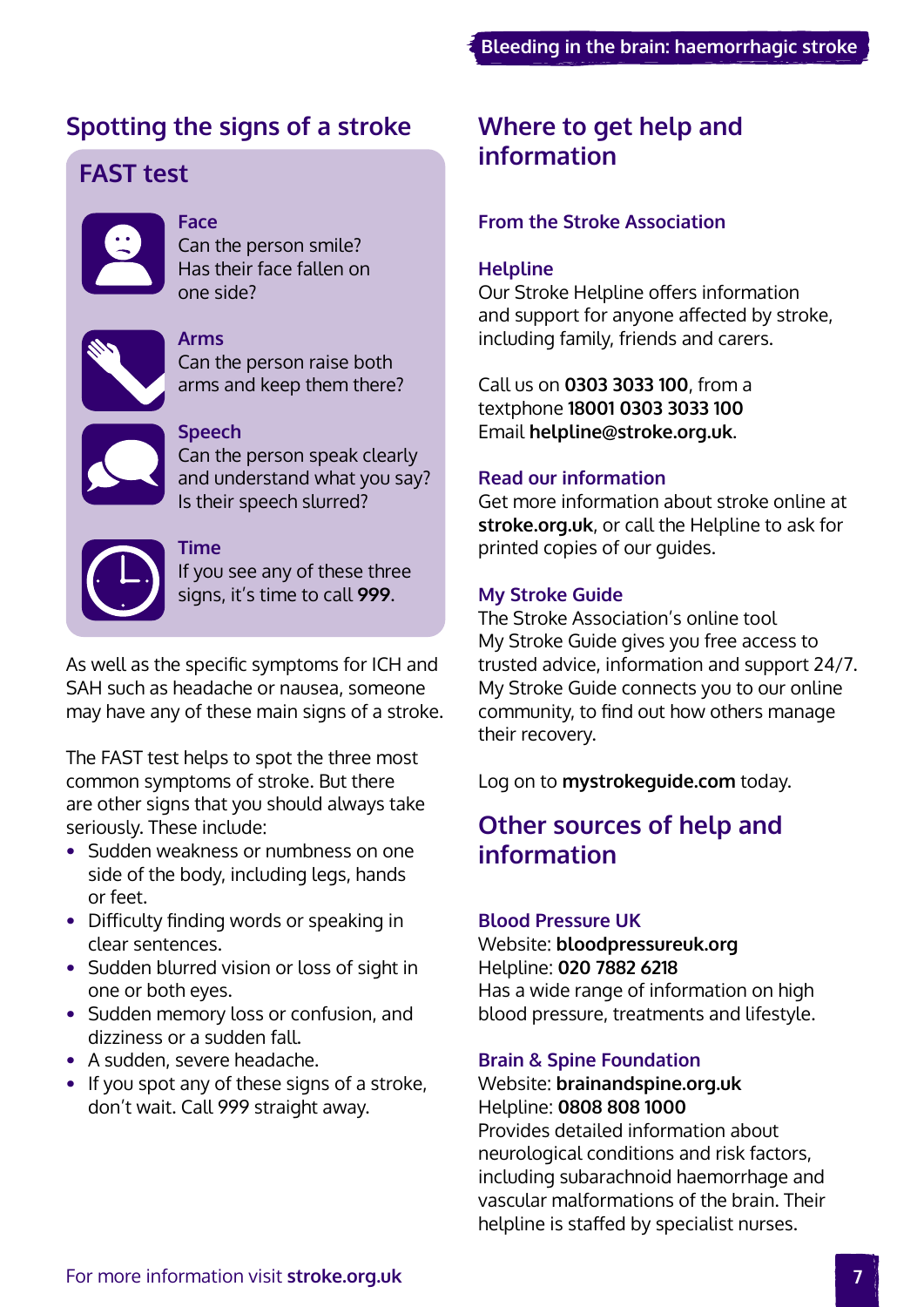## Spotting the signs of a stroke

### FAST test

**Face**
Can the person smile? Has their face fallen on one side?

**Arms**
Can the person raise both arms and keep them there?

**Speech**
Can the person speak clearly and understand what you say? Is their speech slurred?

**Time**
If you see any of these three signs, it's time to call **999**.

As well as the specific symptoms for ICH and SAH such as headache or nausea, someone may have any of these main signs of a stroke.

The FAST test helps to spot the three most common symptoms of stroke. But there are other signs that you should always take seriously. These include:

- Sudden weakness or numbness on one side of the body, including legs, hands or feet.
- Difficulty finding words or speaking in clear sentences.
- Sudden blurred vision or loss of sight in one or both eyes.
- Sudden memory loss or confusion, and dizziness or a sudden fall.
- A sudden, severe headache.
- If you spot any of these signs of a stroke, don't wait. Call 999 straight away.

## Where to get help and information

### From the Stroke Association

**Helpline**
Our Stroke Helpline offers information and support for anyone affected by stroke, including family, friends and carers.

Call us on **0303 3033 100**, from a textphone **18001 0303 3033 100**
Email **helpline@stroke.org.uk**.

**Read our information**
Get more information about stroke online at **stroke.org.uk**, or call the Helpline to ask for printed copies of our guides.

**My Stroke Guide**
The Stroke Association's online tool My Stroke Guide gives you free access to trusted advice, information and support 24/7. My Stroke Guide connects you to our online community, to find out how others manage their recovery.

Log on to **mystrokeguide.com** today.

## Other sources of help and information

**Blood Pressure UK**
Website: **bloodpressureuk.org**
Helpline: **020 7882 6218**
Has a wide range of information on high blood pressure, treatments and lifestyle.

**Brain & Spine Foundation**
Website: **brainandspine.org.uk**
Helpline: **0808 808 1000**
Provides detailed information about neurological conditions and risk factors, including subarachnoid haemorrhage and vascular malformations of the brain. Their helpline is staffed by specialist nurses.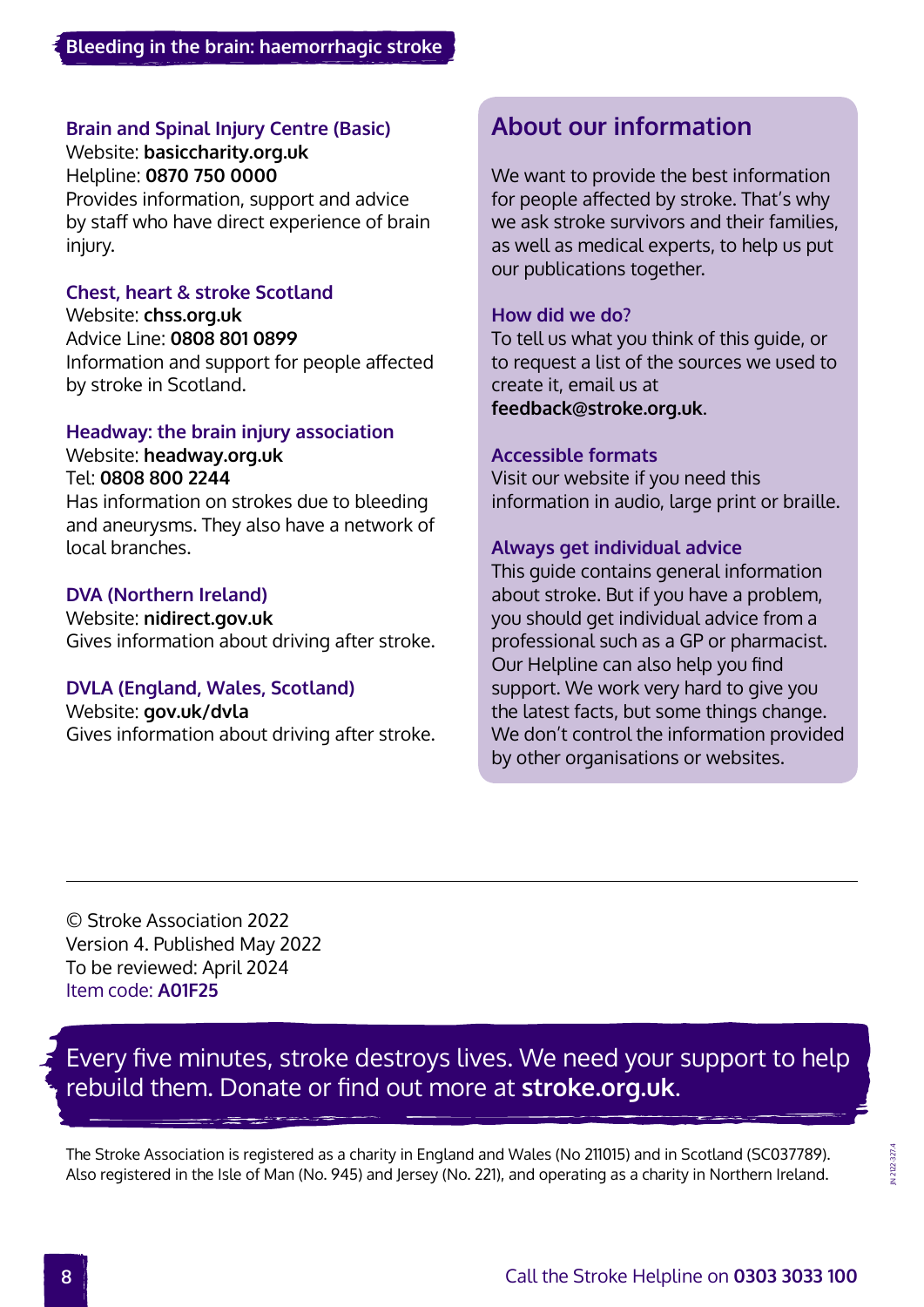### Brain and Spinal Injury Centre (Basic)

Website: **basiccharity.org.uk**
Helpline: **0870 750 0000**
Provides information, support and advice by staff who have direct experience of brain injury.

### Chest, heart & stroke Scotland

Website: **chss.org.uk**
Advice Line: **0808 801 0899**
Information and support for people affected by stroke in Scotland.

### Headway: the brain injury association

Website: **headway.org.uk**
Tel: **0808 800 2244**
Has information on strokes due to bleeding and aneurysms. They also have a network of local branches.

### DVA (Northern Ireland)

Website: **nidirect.gov.uk**
Gives information about driving after stroke.

### DVLA (England, Wales, Scotland)

Website: **gov.uk/dvla**
Gives information about driving after stroke.

## About our information

We want to provide the best information for people affected by stroke. That's why we ask stroke survivors and their families, as well as medical experts, to help us put our publications together.

### How did we do?

To tell us what you think of this guide, or to request a list of the sources we used to create it, email us at **feedback@stroke.org.uk**.

### Accessible formats

Visit our website if you need this information in audio, large print or braille.

### Always get individual advice

This guide contains general information about stroke. But if you have a problem, you should get individual advice from a professional such as a GP or pharmacist. Our Helpline can also help you find support. We work very hard to give you the latest facts, but some things change. We don't control the information provided by other organisations or websites.

---

© Stroke Association 2022
Version 4. Published May 2022
To be reviewed: April 2024
Item code: **A01F25**

Every five minutes, stroke destroys lives. We need your support to help rebuild them. Donate or find out more at **stroke.org.uk**.

The Stroke Association is registered as a charity in England and Wales (No 211015) and in Scotland (SC037789). Also registered in the Isle of Man (No. 945) and Jersey (No. 221), and operating as a charity in Northern Ireland.

JN 2122-327.4

Call the Stroke Helpline on **0303 3033 100**